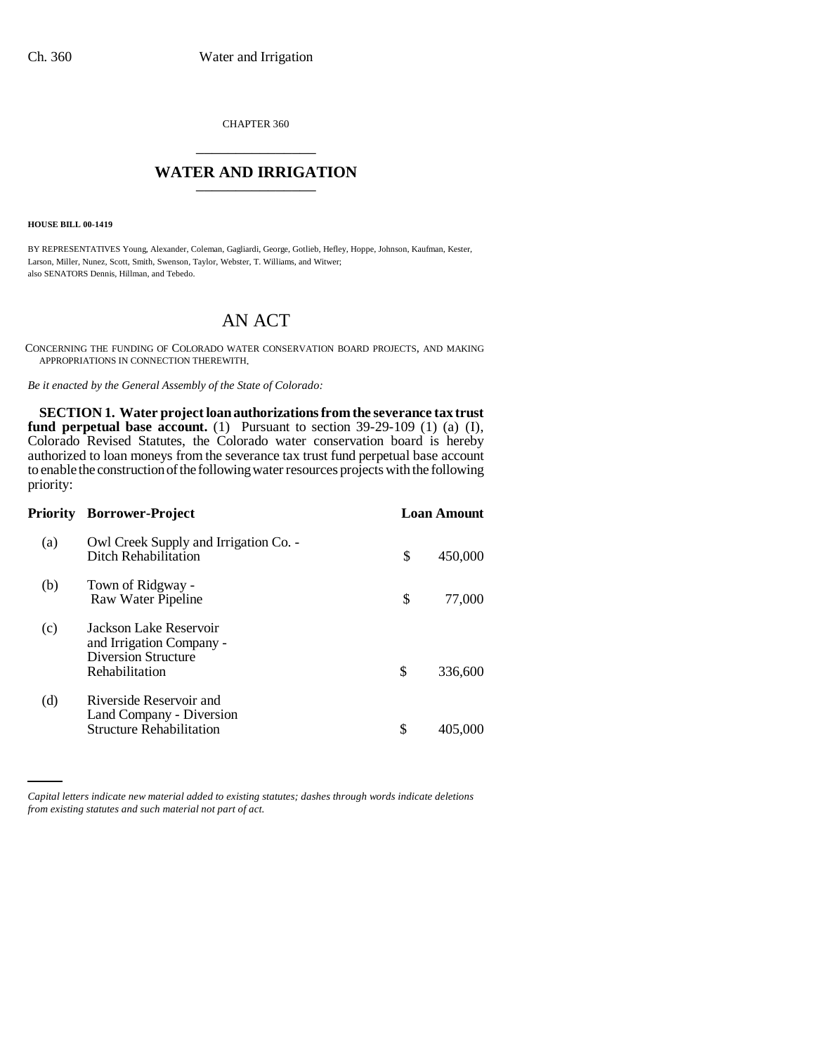CHAPTER 360

# WATER AND IRRIGATION

**HOUSE BILL 00-1419**

BY REPRESENTATIVES Young, Alexander, Coleman, Gagliardi, George, Gotlieb, Hefley, Hoppe, Johnson, Kaufman, Kester, Larson, Miller, Nunez, Scott, Smith, Swenson, Taylor, Webster, T. Williams, and Witwer;
also SENATORS Dennis, Hillman, and Tebedo.

## AN ACT

CONCERNING THE FUNDING OF COLORADO WATER CONSERVATION BOARD PROJECTS, AND MAKING APPROPRIATIONS IN CONNECTION THEREWITH.

*Be it enacted by the General Assembly of the State of Colorado:*

**SECTION 1. Water project loan authorizations from the severance tax trust fund perpetual base account.** (1) Pursuant to section 39-29-109 (1) (a) (I), Colorado Revised Statutes, the Colorado water conservation board is hereby authorized to loan moneys from the severance tax trust fund perpetual base account to enable the construction of the following water resources projects with the following priority:

| Priority | Borrower-Project | Loan Amount |
|---|---|---|
| (a) | Owl Creek Supply and Irrigation Co. - Ditch Rehabilitation | $ 450,000 |
| (b) | Town of Ridgway - Raw Water Pipeline | $ 77,000 |
| (c) | Jackson Lake Reservoir and Irrigation Company - Diversion Structure Rehabilitation | $ 336,600 |
| (d) | Riverside Reservoir and Land Company - Diversion Structure Rehabilitation | $ 405,000 |

*Capital letters indicate new material added to existing statutes; dashes through words indicate deletions from existing statutes and such material not part of act.*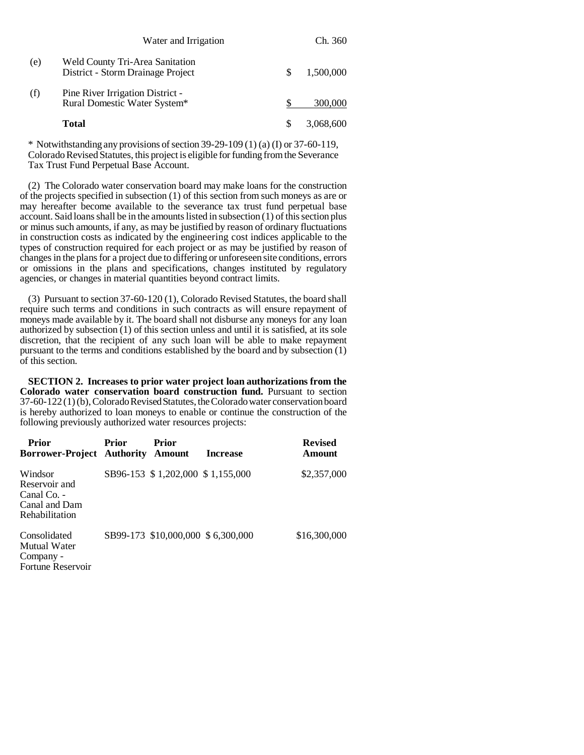| | | | |
|---|---|---|---|
| (e) | Weld County Tri-Area Sanitation District - Storm Drainage Project | $ | 1,500,000 |
| (f) | Pine River Irrigation District - Rural Domestic Water System* | $ | 300,000 |
| | **Total** | $ | 3,068,600 |

* Notwithstanding any provisions of section 39-29-109 (1) (a) (I) or 37-60-119, Colorado Revised Statutes, this project is eligible for funding from the Severance Tax Trust Fund Perpetual Base Account.

(2) The Colorado water conservation board may make loans for the construction of the projects specified in subsection (1) of this section from such moneys as are or may hereafter become available to the severance tax trust fund perpetual base account. Said loans shall be in the amounts listed in subsection (1) of this section plus or minus such amounts, if any, as may be justified by reason of ordinary fluctuations in construction costs as indicated by the engineering cost indices applicable to the types of construction required for each project or as may be justified by reason of changes in the plans for a project due to differing or unforeseen site conditions, errors or omissions in the plans and specifications, changes instituted by regulatory agencies, or changes in material quantities beyond contract limits.

(3) Pursuant to section 37-60-120 (1), Colorado Revised Statutes, the board shall require such terms and conditions in such contracts as will ensure repayment of moneys made available by it. The board shall not disburse any moneys for any loan authorized by subsection (1) of this section unless and until it is satisfied, at its sole discretion, that the recipient of any such loan will be able to make repayment pursuant to the terms and conditions established by the board and by subsection (1) of this section.

**SECTION 2. Increases to prior water project loan authorizations from the Colorado water conservation board construction fund.** Pursuant to section 37-60-122 (1) (b), Colorado Revised Statutes, the Colorado water conservation board is hereby authorized to loan moneys to enable or continue the construction of the following previously authorized water resources projects:

| Prior Borrower-Project | Prior Authority | Prior Amount | Increase | Revised Amount |
|---|---|---|---|---|
| Windsor Reservoir and Canal Co. - Canal and Dam Rehabilitation | SB96-153 | $ 1,202,000 | $ 1,155,000 | $2,357,000 |
| Consolidated Mutual Water Company - Fortune Reservoir | SB99-173 | $10,000,000 | $ 6,300,000 | $16,300,000 |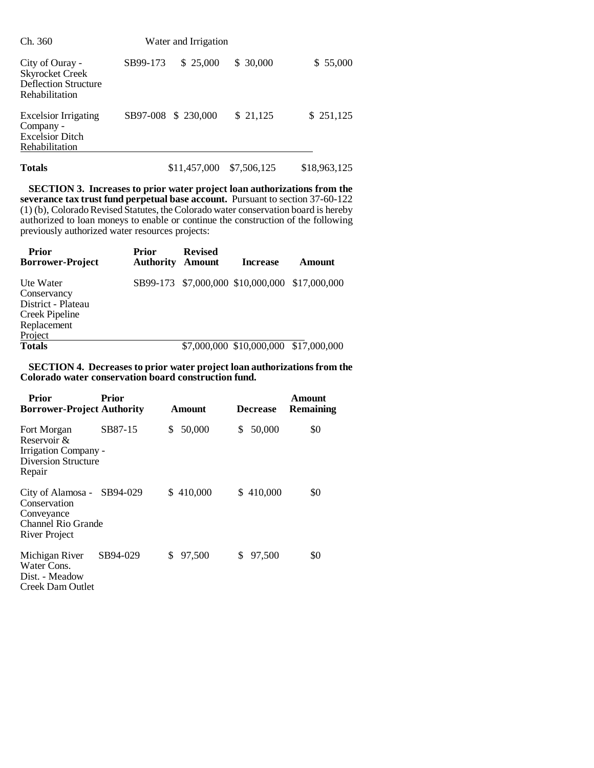| | | | | |
|---|---|---|---|---|
| City of Ouray - Skyrocket Creek Deflection Structure Rehabilitation | SB99-173 | $ 25,000 | $ 30,000 | $ 55,000 |
| Excelsior Irrigating Company - Excelsior Ditch Rehabilitation | SB97-008 | $ 230,000 | $ 21,125 | $ 251,125 |
| **Totals** | | $11,457,000 | $7,506,125 | $18,963,125 |

**SECTION 3. Increases to prior water project loan authorizations from the severance tax trust fund perpetual base account.** Pursuant to section 37-60-122 (1) (b), Colorado Revised Statutes, the Colorado water conservation board is hereby authorized to loan moneys to enable or continue the construction of the following previously authorized water resources projects:

| Prior Borrower-Project | Prior Authority | Revised Amount | Increase | Amount |
|---|---|---|---|---|
| Ute Water Conservancy District - Plateau Creek Pipeline Replacement Project | SB99-173 | $7,000,000 | $10,000,000 | $17,000,000 |
| **Totals** | | $7,000,000 | $10,000,000 | $17,000,000 |

**SECTION 4. Decreases to prior water project loan authorizations from the Colorado water conservation board construction fund.**

| Prior Borrower-Project | Prior Authority | Amount | Decrease | Amount Remaining |
|---|---|---|---|---|
| Fort Morgan Reservoir & Irrigation Company - Diversion Structure Repair | SB87-15 | $ 50,000 | $ 50,000 | $0 |
| City of Alamosa - Conservation Conveyance Channel Rio Grande River Project | SB94-029 | $ 410,000 | $ 410,000 | $0 |
| Michigan River Water Cons. Dist. - Meadow Creek Dam Outlet | SB94-029 | $ 97,500 | $ 97,500 | $0 |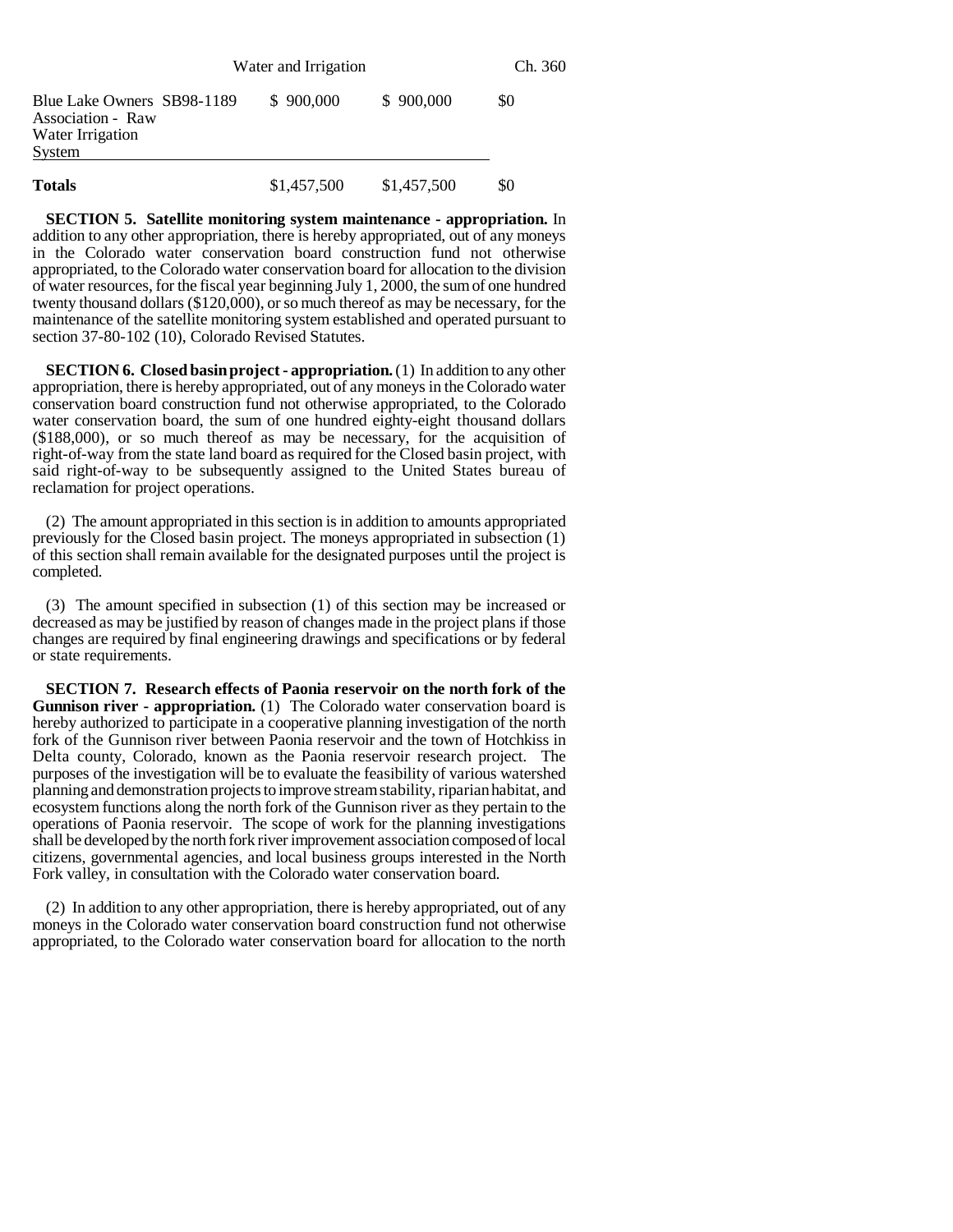| | | | |
|---|---|---|---|
| Blue Lake Owners Association - Raw Water Irrigation System | SB98-1189 | $ 900,000 | $ 900,000 | $0 |
| **Totals** | | $1,457,500 | $1,457,500 | $0 |

**SECTION 5. Satellite monitoring system maintenance - appropriation.** In addition to any other appropriation, there is hereby appropriated, out of any moneys in the Colorado water conservation board construction fund not otherwise appropriated, to the Colorado water conservation board for allocation to the division of water resources, for the fiscal year beginning July 1, 2000, the sum of one hundred twenty thousand dollars ($120,000), or so much thereof as may be necessary, for the maintenance of the satellite monitoring system established and operated pursuant to section 37-80-102 (10), Colorado Revised Statutes.

**SECTION 6. Closed basin project - appropriation.** (1) In addition to any other appropriation, there is hereby appropriated, out of any moneys in the Colorado water conservation board construction fund not otherwise appropriated, to the Colorado water conservation board, the sum of one hundred eighty-eight thousand dollars ($188,000), or so much thereof as may be necessary, for the acquisition of right-of-way from the state land board as required for the Closed basin project, with said right-of-way to be subsequently assigned to the United States bureau of reclamation for project operations.

(2) The amount appropriated in this section is in addition to amounts appropriated previously for the Closed basin project. The moneys appropriated in subsection (1) of this section shall remain available for the designated purposes until the project is completed.

(3) The amount specified in subsection (1) of this section may be increased or decreased as may be justified by reason of changes made in the project plans if those changes are required by final engineering drawings and specifications or by federal or state requirements.

**SECTION 7. Research effects of Paonia reservoir on the north fork of the Gunnison river - appropriation.** (1) The Colorado water conservation board is hereby authorized to participate in a cooperative planning investigation of the north fork of the Gunnison river between Paonia reservoir and the town of Hotchkiss in Delta county, Colorado, known as the Paonia reservoir research project. The purposes of the investigation will be to evaluate the feasibility of various watershed planning and demonstration projects to improve stream stability, riparian habitat, and ecosystem functions along the north fork of the Gunnison river as they pertain to the operations of Paonia reservoir. The scope of work for the planning investigations shall be developed by the north fork river improvement association composed of local citizens, governmental agencies, and local business groups interested in the North Fork valley, in consultation with the Colorado water conservation board.

(2) In addition to any other appropriation, there is hereby appropriated, out of any moneys in the Colorado water conservation board construction fund not otherwise appropriated, to the Colorado water conservation board for allocation to the north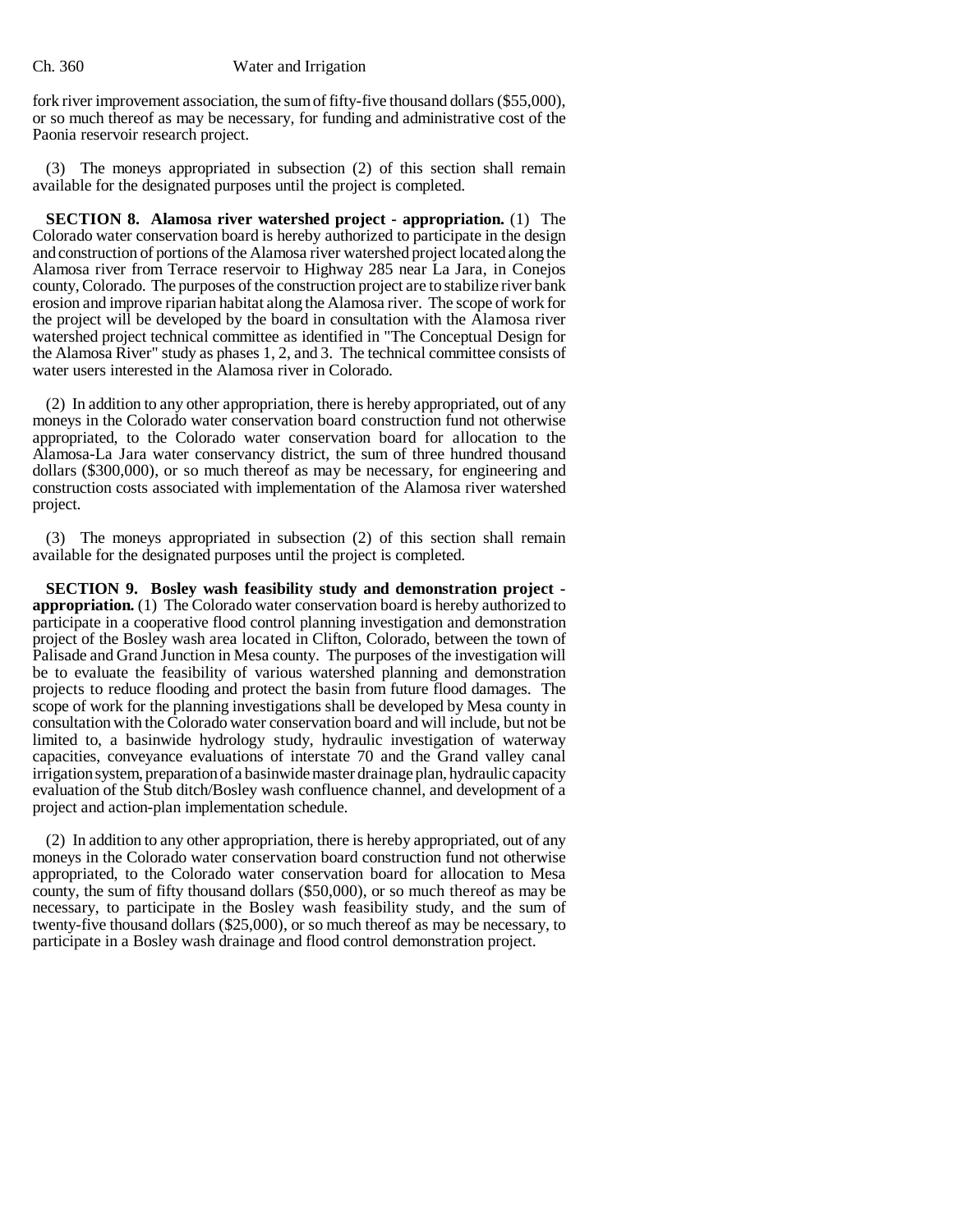fork river improvement association, the sum of fifty-five thousand dollars ($55,000), or so much thereof as may be necessary, for funding and administrative cost of the Paonia reservoir research project.

(3) The moneys appropriated in subsection (2) of this section shall remain available for the designated purposes until the project is completed.

**SECTION 8. Alamosa river watershed project - appropriation.** (1) The Colorado water conservation board is hereby authorized to participate in the design and construction of portions of the Alamosa river watershed project located along the Alamosa river from Terrace reservoir to Highway 285 near La Jara, in Conejos county, Colorado. The purposes of the construction project are to stabilize river bank erosion and improve riparian habitat along the Alamosa river. The scope of work for the project will be developed by the board in consultation with the Alamosa river watershed project technical committee as identified in "The Conceptual Design for the Alamosa River" study as phases 1, 2, and 3. The technical committee consists of water users interested in the Alamosa river in Colorado.

(2) In addition to any other appropriation, there is hereby appropriated, out of any moneys in the Colorado water conservation board construction fund not otherwise appropriated, to the Colorado water conservation board for allocation to the Alamosa-La Jara water conservancy district, the sum of three hundred thousand dollars ($300,000), or so much thereof as may be necessary, for engineering and construction costs associated with implementation of the Alamosa river watershed project.

(3) The moneys appropriated in subsection (2) of this section shall remain available for the designated purposes until the project is completed.

**SECTION 9. Bosley wash feasibility study and demonstration project - appropriation.** (1) The Colorado water conservation board is hereby authorized to participate in a cooperative flood control planning investigation and demonstration project of the Bosley wash area located in Clifton, Colorado, between the town of Palisade and Grand Junction in Mesa county. The purposes of the investigation will be to evaluate the feasibility of various watershed planning and demonstration projects to reduce flooding and protect the basin from future flood damages. The scope of work for the planning investigations shall be developed by Mesa county in consultation with the Colorado water conservation board and will include, but not be limited to, a basinwide hydrology study, hydraulic investigation of waterway capacities, conveyance evaluations of interstate 70 and the Grand valley canal irrigation system, preparation of a basinwide master drainage plan, hydraulic capacity evaluation of the Stub ditch/Bosley wash confluence channel, and development of a project and action-plan implementation schedule.

(2) In addition to any other appropriation, there is hereby appropriated, out of any moneys in the Colorado water conservation board construction fund not otherwise appropriated, to the Colorado water conservation board for allocation to Mesa county, the sum of fifty thousand dollars ($50,000), or so much thereof as may be necessary, to participate in the Bosley wash feasibility study, and the sum of twenty-five thousand dollars ($25,000), or so much thereof as may be necessary, to participate in a Bosley wash drainage and flood control demonstration project.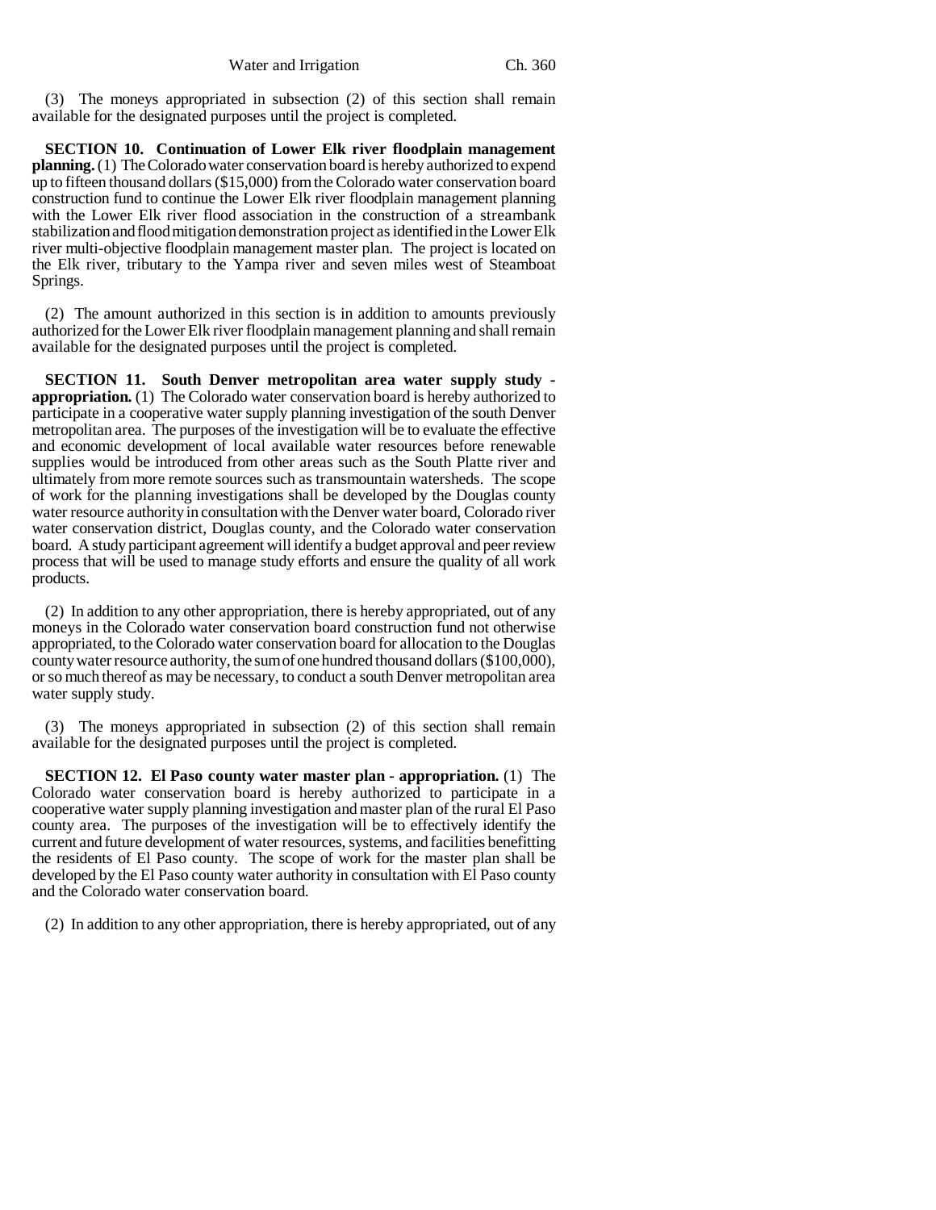(3) The moneys appropriated in subsection (2) of this section shall remain available for the designated purposes until the project is completed.

**SECTION 10. Continuation of Lower Elk river floodplain management planning.** (1) The Colorado water conservation board is hereby authorized to expend up to fifteen thousand dollars ($15,000) from the Colorado water conservation board construction fund to continue the Lower Elk river floodplain management planning with the Lower Elk river flood association in the construction of a streambank stabilization and flood mitigation demonstration project as identified in the Lower Elk river multi-objective floodplain management master plan. The project is located on the Elk river, tributary to the Yampa river and seven miles west of Steamboat Springs.

(2) The amount authorized in this section is in addition to amounts previously authorized for the Lower Elk river floodplain management planning and shall remain available for the designated purposes until the project is completed.

**SECTION 11. South Denver metropolitan area water supply study - appropriation.** (1) The Colorado water conservation board is hereby authorized to participate in a cooperative water supply planning investigation of the south Denver metropolitan area. The purposes of the investigation will be to evaluate the effective and economic development of local available water resources before renewable supplies would be introduced from other areas such as the South Platte river and ultimately from more remote sources such as transmountain watersheds. The scope of work for the planning investigations shall be developed by the Douglas county water resource authority in consultation with the Denver water board, Colorado river water conservation district, Douglas county, and the Colorado water conservation board. A study participant agreement will identify a budget approval and peer review process that will be used to manage study efforts and ensure the quality of all work products.

(2) In addition to any other appropriation, there is hereby appropriated, out of any moneys in the Colorado water conservation board construction fund not otherwise appropriated, to the Colorado water conservation board for allocation to the Douglas county water resource authority, the sum of one hundred thousand dollars ($100,000), or so much thereof as may be necessary, to conduct a south Denver metropolitan area water supply study.

(3) The moneys appropriated in subsection (2) of this section shall remain available for the designated purposes until the project is completed.

**SECTION 12. El Paso county water master plan - appropriation.** (1) The Colorado water conservation board is hereby authorized to participate in a cooperative water supply planning investigation and master plan of the rural El Paso county area. The purposes of the investigation will be to effectively identify the current and future development of water resources, systems, and facilities benefitting the residents of El Paso county. The scope of work for the master plan shall be developed by the El Paso county water authority in consultation with El Paso county and the Colorado water conservation board.

(2) In addition to any other appropriation, there is hereby appropriated, out of any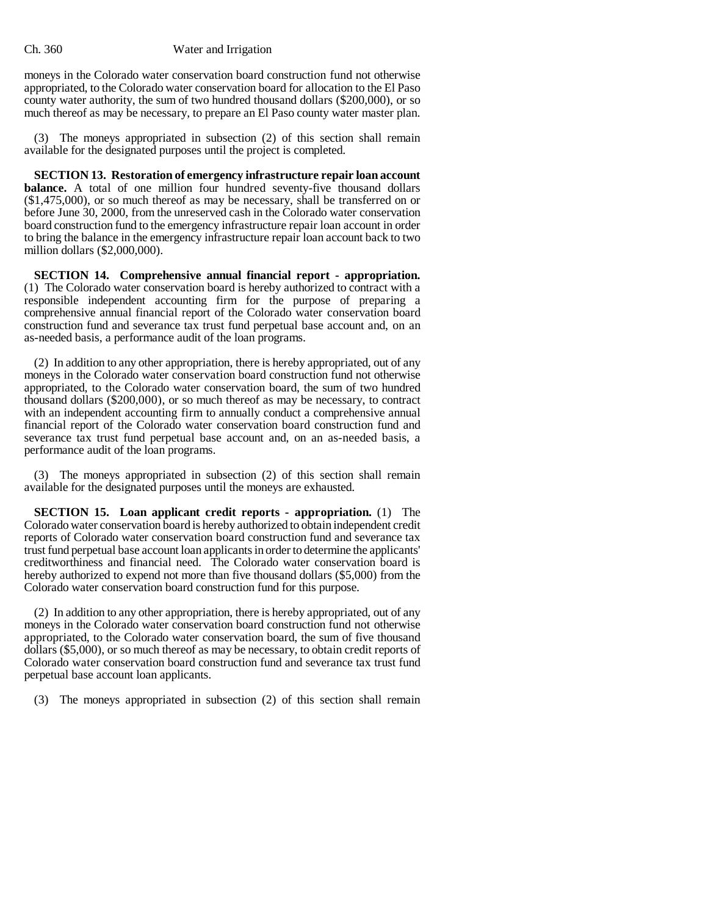moneys in the Colorado water conservation board construction fund not otherwise appropriated, to the Colorado water conservation board for allocation to the El Paso county water authority, the sum of two hundred thousand dollars ($200,000), or so much thereof as may be necessary, to prepare an El Paso county water master plan.

(3) The moneys appropriated in subsection (2) of this section shall remain available for the designated purposes until the project is completed.

**SECTION 13. Restoration of emergency infrastructure repair loan account balance.** A total of one million four hundred seventy-five thousand dollars ($1,475,000), or so much thereof as may be necessary, shall be transferred on or before June 30, 2000, from the unreserved cash in the Colorado water conservation board construction fund to the emergency infrastructure repair loan account in order to bring the balance in the emergency infrastructure repair loan account back to two million dollars ($2,000,000).

**SECTION 14. Comprehensive annual financial report - appropriation.** (1) The Colorado water conservation board is hereby authorized to contract with a responsible independent accounting firm for the purpose of preparing a comprehensive annual financial report of the Colorado water conservation board construction fund and severance tax trust fund perpetual base account and, on an as-needed basis, a performance audit of the loan programs.

(2) In addition to any other appropriation, there is hereby appropriated, out of any moneys in the Colorado water conservation board construction fund not otherwise appropriated, to the Colorado water conservation board, the sum of two hundred thousand dollars ($200,000), or so much thereof as may be necessary, to contract with an independent accounting firm to annually conduct a comprehensive annual financial report of the Colorado water conservation board construction fund and severance tax trust fund perpetual base account and, on an as-needed basis, a performance audit of the loan programs.

(3) The moneys appropriated in subsection (2) of this section shall remain available for the designated purposes until the moneys are exhausted.

**SECTION 15. Loan applicant credit reports - appropriation.** (1) The Colorado water conservation board is hereby authorized to obtain independent credit reports of Colorado water conservation board construction fund and severance tax trust fund perpetual base account loan applicants in order to determine the applicants' creditworthiness and financial need. The Colorado water conservation board is hereby authorized to expend not more than five thousand dollars ($5,000) from the Colorado water conservation board construction fund for this purpose.

(2) In addition to any other appropriation, there is hereby appropriated, out of any moneys in the Colorado water conservation board construction fund not otherwise appropriated, to the Colorado water conservation board, the sum of five thousand dollars ($5,000), or so much thereof as may be necessary, to obtain credit reports of Colorado water conservation board construction fund and severance tax trust fund perpetual base account loan applicants.

(3) The moneys appropriated in subsection (2) of this section shall remain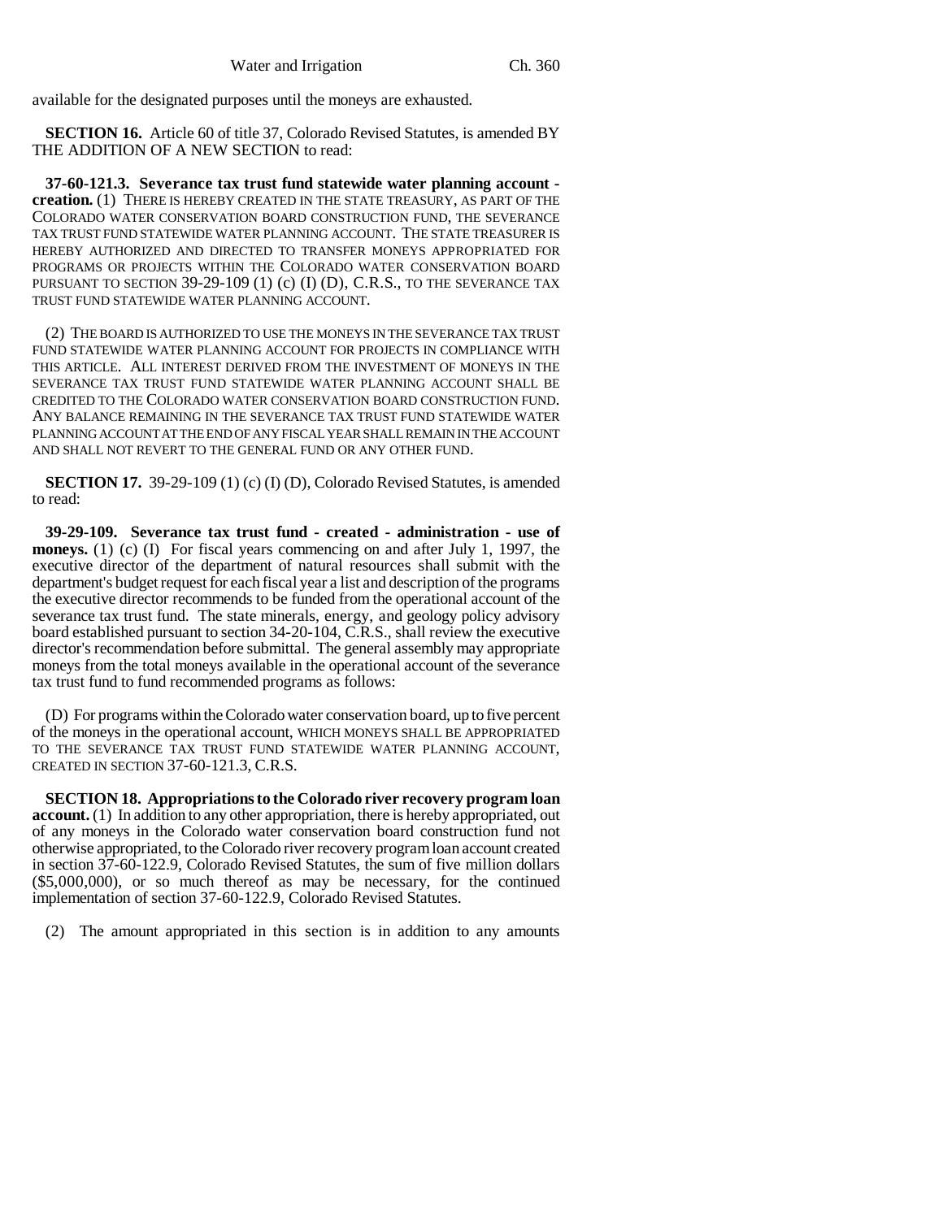available for the designated purposes until the moneys are exhausted.

**SECTION 16.** Article 60 of title 37, Colorado Revised Statutes, is amended BY THE ADDITION OF A NEW SECTION to read:

**37-60-121.3. Severance tax trust fund statewide water planning account - creation.** (1) THERE IS HEREBY CREATED IN THE STATE TREASURY, AS PART OF THE COLORADO WATER CONSERVATION BOARD CONSTRUCTION FUND, THE SEVERANCE TAX TRUST FUND STATEWIDE WATER PLANNING ACCOUNT. THE STATE TREASURER IS HEREBY AUTHORIZED AND DIRECTED TO TRANSFER MONEYS APPROPRIATED FOR PROGRAMS OR PROJECTS WITHIN THE COLORADO WATER CONSERVATION BOARD PURSUANT TO SECTION 39-29-109 (1) (c) (I) (D), C.R.S., TO THE SEVERANCE TAX TRUST FUND STATEWIDE WATER PLANNING ACCOUNT.

(2) THE BOARD IS AUTHORIZED TO USE THE MONEYS IN THE SEVERANCE TAX TRUST FUND STATEWIDE WATER PLANNING ACCOUNT FOR PROJECTS IN COMPLIANCE WITH THIS ARTICLE. ALL INTEREST DERIVED FROM THE INVESTMENT OF MONEYS IN THE SEVERANCE TAX TRUST FUND STATEWIDE WATER PLANNING ACCOUNT SHALL BE CREDITED TO THE COLORADO WATER CONSERVATION BOARD CONSTRUCTION FUND. ANY BALANCE REMAINING IN THE SEVERANCE TAX TRUST FUND STATEWIDE WATER PLANNING ACCOUNT AT THE END OF ANY FISCAL YEAR SHALL REMAIN IN THE ACCOUNT AND SHALL NOT REVERT TO THE GENERAL FUND OR ANY OTHER FUND.

**SECTION 17.** 39-29-109 (1) (c) (I) (D), Colorado Revised Statutes, is amended to read:

**39-29-109. Severance tax trust fund - created - administration - use of moneys.** (1) (c) (I) For fiscal years commencing on and after July 1, 1997, the executive director of the department of natural resources shall submit with the department's budget request for each fiscal year a list and description of the programs the executive director recommends to be funded from the operational account of the severance tax trust fund. The state minerals, energy, and geology policy advisory board established pursuant to section 34-20-104, C.R.S., shall review the executive director's recommendation before submittal. The general assembly may appropriate moneys from the total moneys available in the operational account of the severance tax trust fund to fund recommended programs as follows:

(D) For programs within the Colorado water conservation board, up to five percent of the moneys in the operational account, WHICH MONEYS SHALL BE APPROPRIATED TO THE SEVERANCE TAX TRUST FUND STATEWIDE WATER PLANNING ACCOUNT, CREATED IN SECTION 37-60-121.3, C.R.S.

**SECTION 18. Appropriations to the Colorado river recovery program loan account.** (1) In addition to any other appropriation, there is hereby appropriated, out of any moneys in the Colorado water conservation board construction fund not otherwise appropriated, to the Colorado river recovery program loan account created in section 37-60-122.9, Colorado Revised Statutes, the sum of five million dollars ($5,000,000), or so much thereof as may be necessary, for the continued implementation of section 37-60-122.9, Colorado Revised Statutes.

(2) The amount appropriated in this section is in addition to any amounts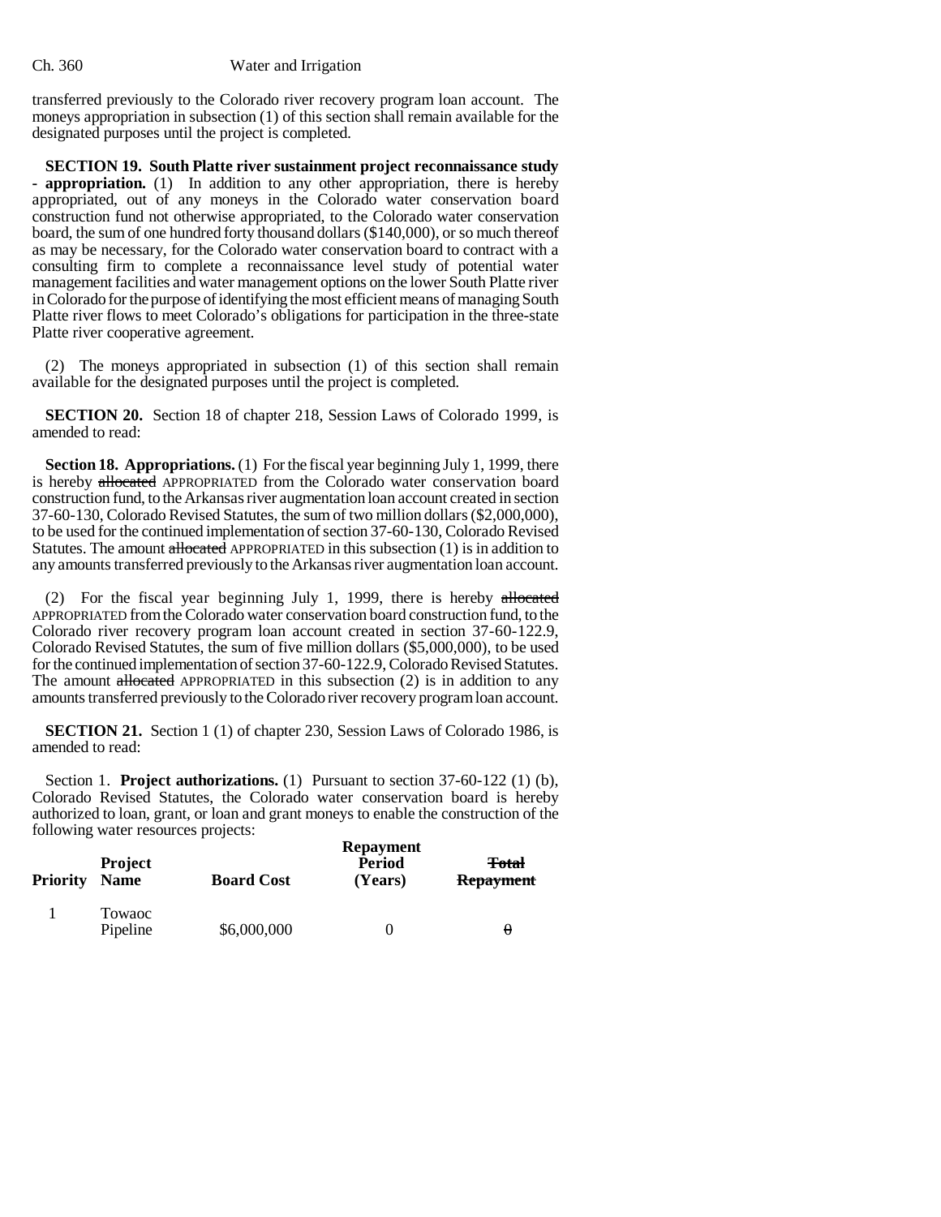transferred previously to the Colorado river recovery program loan account. The moneys appropriation in subsection (1) of this section shall remain available for the designated purposes until the project is completed.

**SECTION 19. South Platte river sustainment project reconnaissance study - appropriation.** (1) In addition to any other appropriation, there is hereby appropriated, out of any moneys in the Colorado water conservation board construction fund not otherwise appropriated, to the Colorado water conservation board, the sum of one hundred forty thousand dollars ($140,000), or so much thereof as may be necessary, for the Colorado water conservation board to contract with a consulting firm to complete a reconnaissance level study of potential water management facilities and water management options on the lower South Platte river in Colorado for the purpose of identifying the most efficient means of managing South Platte river flows to meet Colorado's obligations for participation in the three-state Platte river cooperative agreement.

(2) The moneys appropriated in subsection (1) of this section shall remain available for the designated purposes until the project is completed.

**SECTION 20.** Section 18 of chapter 218, Session Laws of Colorado 1999, is amended to read:

**Section 18. Appropriations.** (1) For the fiscal year beginning July 1, 1999, there is hereby ~~allocated~~ APPROPRIATED from the Colorado water conservation board construction fund, to the Arkansas river augmentation loan account created in section 37-60-130, Colorado Revised Statutes, the sum of two million dollars ($2,000,000), to be used for the continued implementation of section 37-60-130, Colorado Revised Statutes. The amount ~~allocated~~ APPROPRIATED in this subsection (1) is in addition to any amounts transferred previously to the Arkansas river augmentation loan account.

(2) For the fiscal year beginning July 1, 1999, there is hereby ~~allocated~~ APPROPRIATED from the Colorado water conservation board construction fund, to the Colorado river recovery program loan account created in section 37-60-122.9, Colorado Revised Statutes, the sum of five million dollars ($5,000,000), to be used for the continued implementation of section 37-60-122.9, Colorado Revised Statutes. The amount ~~allocated~~ APPROPRIATED in this subsection (2) is in addition to any amounts transferred previously to the Colorado river recovery program loan account.

**SECTION 21.** Section 1 (1) of chapter 230, Session Laws of Colorado 1986, is amended to read:

Section 1. **Project authorizations.** (1) Pursuant to section 37-60-122 (1) (b), Colorado Revised Statutes, the Colorado water conservation board is hereby authorized to loan, grant, or loan and grant moneys to enable the construction of the following water resources projects:

| Priority | Project Name | Board Cost | Repayment Period (Years) | ~~Total Repayment~~ |
|---|---|---|---|---|
| 1 | Towaoc Pipeline | $6,000,000 | 0 | ~~0~~ |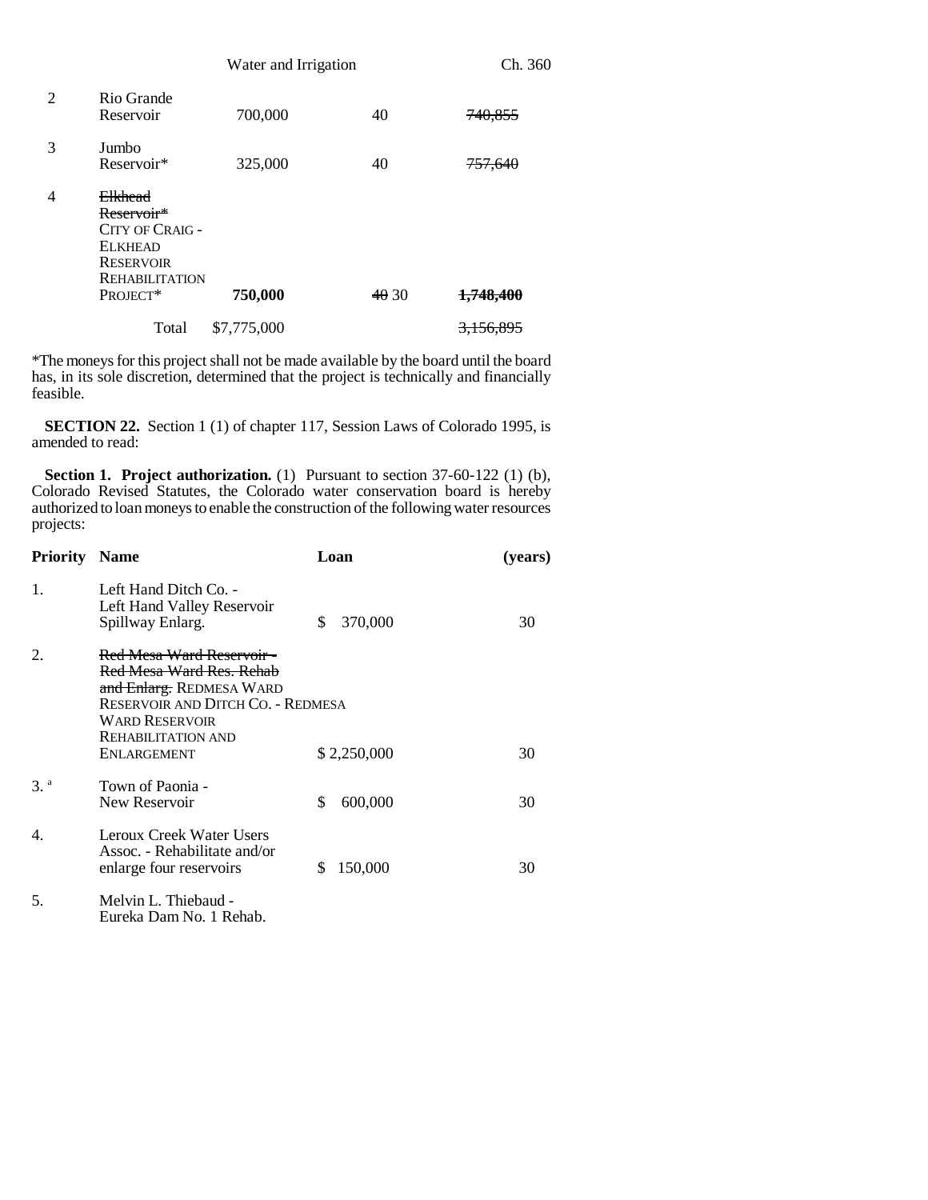| | | | | |
|---|---|---|---|---|
| 2 | Rio Grande Reservoir | 700,000 | 40 | ~~740,855~~ |
| 3 | Jumbo Reservoir* | 325,000 | 40 | ~~757,640~~ |
| 4 | ~~Elkhead Reservoir*~~ CITY OF CRAIG - ELKHEAD RESERVOIR REHABILITATION PROJECT* | **750,000** | ~~40~~ 30 | ~~1,748,400~~ |
| | Total | $7,775,000 | | ~~3,156,895~~ |

*The moneys for this project shall not be made available by the board until the board has, in its sole discretion, determined that the project is technically and financially feasible.

**SECTION 22.** Section 1 (1) of chapter 117, Session Laws of Colorado 1995, is amended to read:

**Section 1. Project authorization.** (1) Pursuant to section 37-60-122 (1) (b), Colorado Revised Statutes, the Colorado water conservation board is hereby authorized to loan moneys to enable the construction of the following water resources projects:

| Priority | Name | Loan | (years) |
|---|---|---|---|
| 1. | Left Hand Ditch Co. - Left Hand Valley Reservoir Spillway Enlarg. | $ 370,000 | 30 |
| 2. | ~~Red Mesa Ward Reservoir - Red Mesa Ward Res. Rehab and Enlarg.~~ REDMESA WARD RESERVOIR AND DITCH CO. - REDMESA WARD RESERVOIR REHABILITATION AND ENLARGEMENT | $ 2,250,000 | 30 |
| 3.[a] | Town of Paonia - New Reservoir | $ 600,000 | 30 |
| 4. | Leroux Creek Water Users Assoc. - Rehabilitate and/or enlarge four reservoirs | $ 150,000 | 30 |
| 5. | Melvin L. Thiebaud - Eureka Dam No. 1 Rehab. | | |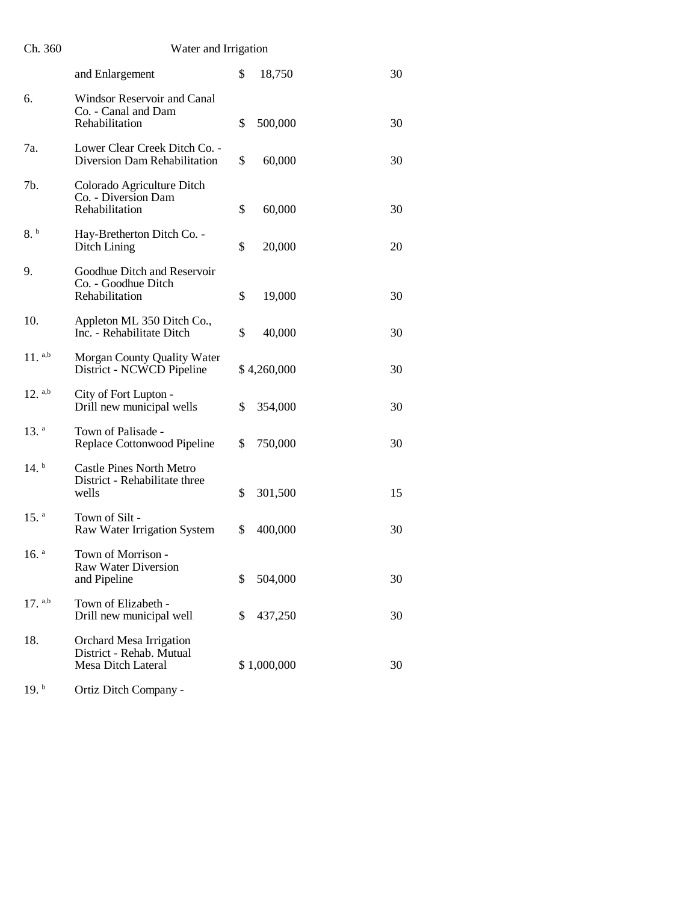| | | | |
|---|---|---|---|
| | and Enlargement | $ 18,750 | 30 |
| 6. | Windsor Reservoir and Canal Co. - Canal and Dam Rehabilitation | $ 500,000 | 30 |
| 7a. | Lower Clear Creek Ditch Co. - Diversion Dam Rehabilitation | $ 60,000 | 30 |
| 7b. | Colorado Agriculture Ditch Co. - Diversion Dam Rehabilitation | $ 60,000 | 30 |
| 8. [b] | Hay-Bretherton Ditch Co. - Ditch Lining | $ 20,000 | 20 |
| 9. | Goodhue Ditch and Reservoir Co. - Goodhue Ditch Rehabilitation | $ 19,000 | 30 |
| 10. | Appleton ML 350 Ditch Co., Inc. - Rehabilitate Ditch | $ 40,000 | 30 |
| 11. [a,b] | Morgan County Quality Water District - NCWCD Pipeline | $ 4,260,000 | 30 |
| 12. [a,b] | City of Fort Lupton - Drill new municipal wells | $ 354,000 | 30 |
| 13. [a] | Town of Palisade - Replace Cottonwood Pipeline | $ 750,000 | 30 |
| 14. [b] | Castle Pines North Metro District - Rehabilitate three wells | $ 301,500 | 15 |
| 15. [a] | Town of Silt - Raw Water Irrigation System | $ 400,000 | 30 |
| 16. [a] | Town of Morrison - Raw Water Diversion and Pipeline | $ 504,000 | 30 |
| 17. [a,b] | Town of Elizabeth - Drill new municipal well | $ 437,250 | 30 |
| 18. | Orchard Mesa Irrigation District - Rehab. Mutual Mesa Ditch Lateral | $ 1,000,000 | 30 |
| 19. [b] | Ortiz Ditch Company - | | |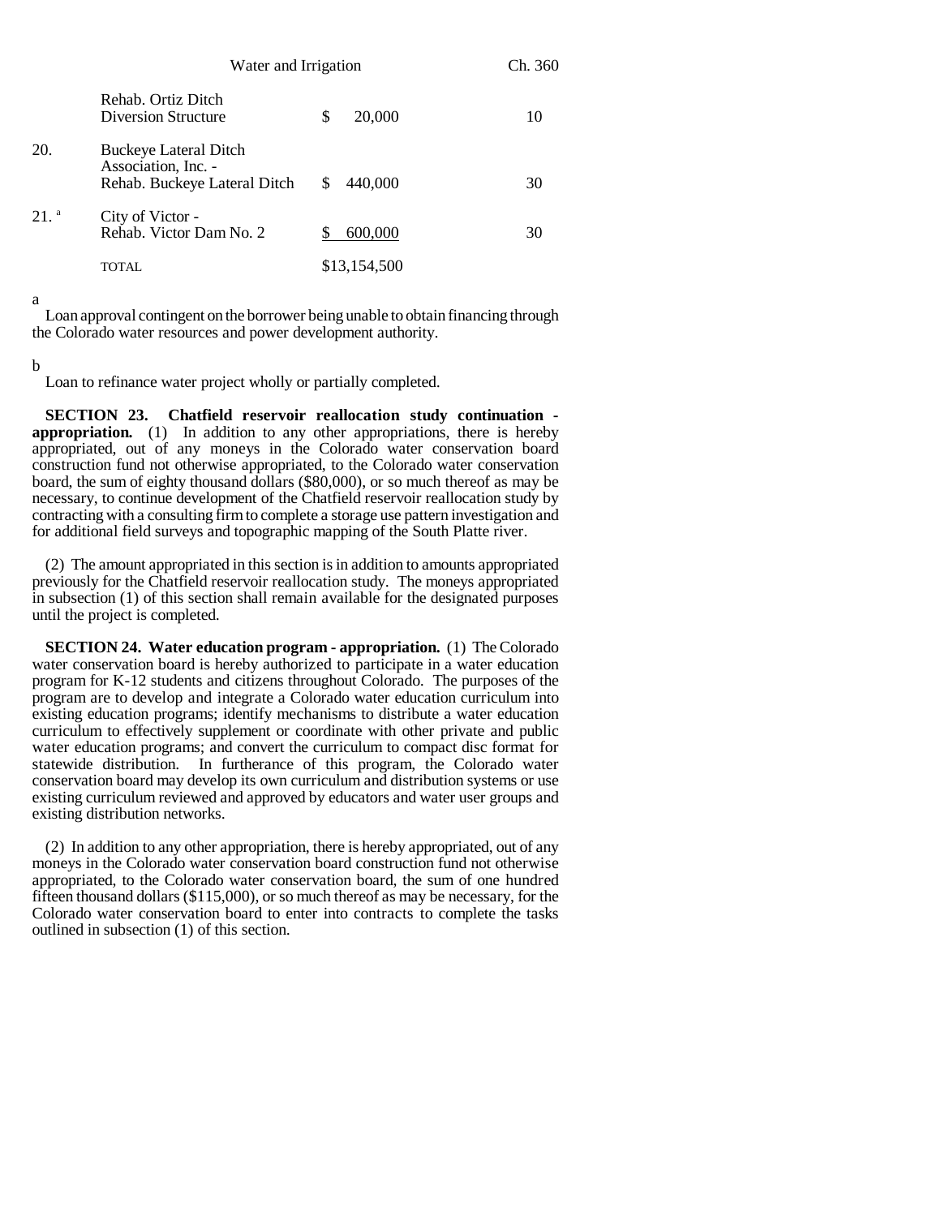| | | | |
|---|---|---|---|
| | Rehab. Ortiz Ditch Diversion Structure | $ 20,000 | 10 |
| 20. | Buckeye Lateral Ditch Association, Inc. - Rehab. Buckeye Lateral Ditch | $ 440,000 | 30 |
| 21. [a] | City of Victor - Rehab. Victor Dam No. 2 | $ 600,000 | 30 |
| | TOTAL | $13,154,500 | |

[a] Loan approval contingent on the borrower being unable to obtain financing through the Colorado water resources and power development authority.

[b] Loan to refinance water project wholly or partially completed.

**SECTION 23. Chatfield reservoir reallocation study continuation - appropriation.** (1) In addition to any other appropriations, there is hereby appropriated, out of any moneys in the Colorado water conservation board construction fund not otherwise appropriated, to the Colorado water conservation board, the sum of eighty thousand dollars ($80,000), or so much thereof as may be necessary, to continue development of the Chatfield reservoir reallocation study by contracting with a consulting firm to complete a storage use pattern investigation and for additional field surveys and topographic mapping of the South Platte river.

(2) The amount appropriated in this section is in addition to amounts appropriated previously for the Chatfield reservoir reallocation study. The moneys appropriated in subsection (1) of this section shall remain available for the designated purposes until the project is completed.

**SECTION 24. Water education program - appropriation.** (1) The Colorado water conservation board is hereby authorized to participate in a water education program for K-12 students and citizens throughout Colorado. The purposes of the program are to develop and integrate a Colorado water education curriculum into existing education programs; identify mechanisms to distribute a water education curriculum to effectively supplement or coordinate with other private and public water education programs; and convert the curriculum to compact disc format for statewide distribution. In furtherance of this program, the Colorado water conservation board may develop its own curriculum and distribution systems or use existing curriculum reviewed and approved by educators and water user groups and existing distribution networks.

(2) In addition to any other appropriation, there is hereby appropriated, out of any moneys in the Colorado water conservation board construction fund not otherwise appropriated, to the Colorado water conservation board, the sum of one hundred fifteen thousand dollars ($115,000), or so much thereof as may be necessary, for the Colorado water conservation board to enter into contracts to complete the tasks outlined in subsection (1) of this section.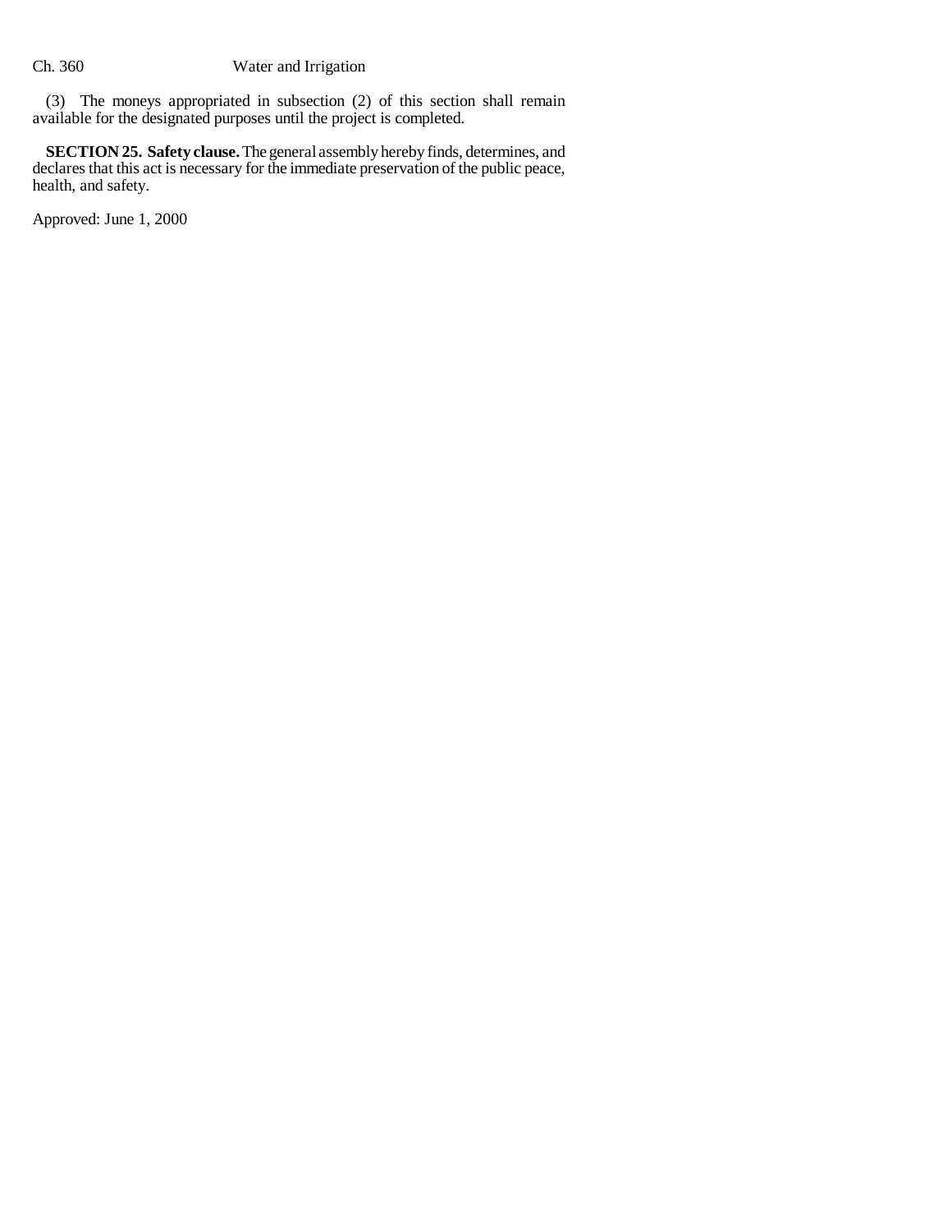(3) The moneys appropriated in subsection (2) of this section shall remain available for the designated purposes until the project is completed.

**SECTION 25. Safety clause.** The general assembly hereby finds, determines, and declares that this act is necessary for the immediate preservation of the public peace, health, and safety.

Approved: June 1, 2000